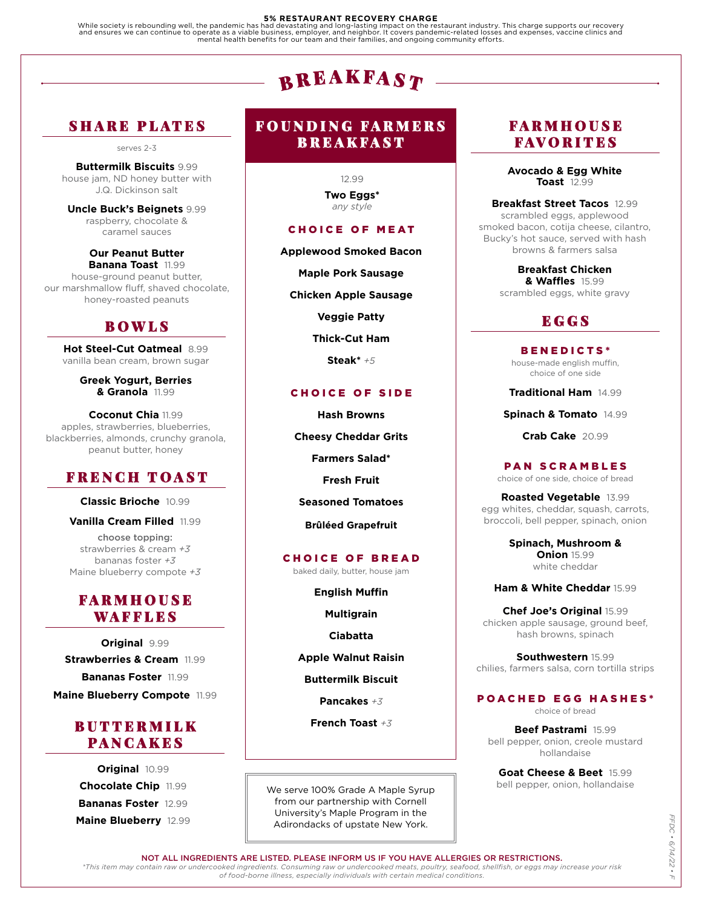**5% RESTAURANT RECOVERY CHARGE**
While society is rebounding well, the pandemic has had devastating and long-lasting impact on the restaurant industry. This charge supports our recovery and ensures we can continue to operate as a viable business, employer, and neighbor. It covers pandemic-related losses and expenses, vaccine clinics and mental health benefits for our team and their families, and ongoing community efforts.

# BREAKFAST

## SHARE PLATES

serves 2-3

**Buttermilk Biscuits** 9.99
house jam, ND honey butter with J.Q. Dickinson salt

**Uncle Buck's Beignets** 9.99
raspberry, chocolate & caramel sauces

**Our Peanut Butter Banana Toast** 11.99
house-ground peanut butter, our marshmallow fluff, shaved chocolate, honey-roasted peanuts

## BOWLS

**Hot Steel-Cut Oatmeal** 8.99
vanilla bean cream, brown sugar

**Greek Yogurt, Berries & Granola** 11.99

**Coconut Chia** 11.99
apples, strawberries, blueberries, blackberries, almonds, crunchy granola, peanut butter, honey

## FRENCH TOAST

**Classic Brioche** 10.99

**Vanilla Cream Filled** 11.99

choose topping:
strawberries & cream *+3*
bananas foster *+3*
Maine blueberry compote *+3*

## FARMHOUSE WAFFLES

**Original** 9.99

**Strawberries & Cream** 11.99

**Bananas Foster** 11.99

**Maine Blueberry Compote** 11.99

## BUTTERMILK PANCAKES

**Original** 10.99

**Chocolate Chip** 11.99

**Bananas Foster** 12.99

**Maine Blueberry** 12.99

## FOUNDING FARMERS BREAKFAST

12.99

**Two Eggs***
*any style*

### CHOICE OF MEAT

**Applewood Smoked Bacon**

**Maple Pork Sausage**

**Chicken Apple Sausage**

**Veggie Patty**

**Thick-Cut Ham**

**Steak*** *+5*

### CHOICE OF SIDE

**Hash Browns**

**Cheesy Cheddar Grits**

**Farmers Salad***

**Fresh Fruit**

**Seasoned Tomatoes**

**Brûléed Grapefruit**

### CHOICE OF BREAD

baked daily, butter, house jam

**English Muffin**

**Multigrain**

**Ciabatta**

**Apple Walnut Raisin**

**Buttermilk Biscuit**

**Pancakes** *+3*

**French Toast** *+3*

We serve 100% Grade A Maple Syrup from our partnership with Cornell University's Maple Program in the Adirondacks of upstate New York.

## FARMHOUSE FAVORITES

**Avocado & Egg White Toast** 12.99

**Breakfast Street Tacos** 12.99
scrambled eggs, applewood smoked bacon, cotija cheese, cilantro, Bucky's hot sauce, served with hash browns & farmers salsa

**Breakfast Chicken & Waffles** 15.99
scrambled eggs, white gravy

## EGGS

### BENEDICTS*

house-made english muffin, choice of one side

**Traditional Ham** 14.99

**Spinach & Tomato** 14.99

**Crab Cake** 20.99

### PAN SCRAMBLES

choice of one side, choice of bread

**Roasted Vegetable** 13.99
egg whites, cheddar, squash, carrots, broccoli, bell pepper, spinach, onion

**Spinach, Mushroom & Onion** 15.99
white cheddar

**Ham & White Cheddar** 15.99

**Chef Joe's Original** 15.99
chicken apple sausage, ground beef, hash browns, spinach

**Southwestern** 15.99
chilies, farmers salsa, corn tortilla strips

### POACHED EGG HASHES*

choice of bread

**Beef Pastrami** 15.99
bell pepper, onion, creole mustard hollandaise

**Goat Cheese & Beet** 15.99
bell pepper, onion, hollandaise

NOT ALL INGREDIENTS ARE LISTED. PLEASE INFORM US IF YOU HAVE ALLERGIES OR RESTRICTIONS.

*\*This item may contain raw or undercooked ingredients. Consuming raw or undercooked meats, poultry, seafood, shellfish, or eggs may increase your risk of food-borne illness, especially individuals with certain medical conditions.*

FFDC • 6/14/22 • F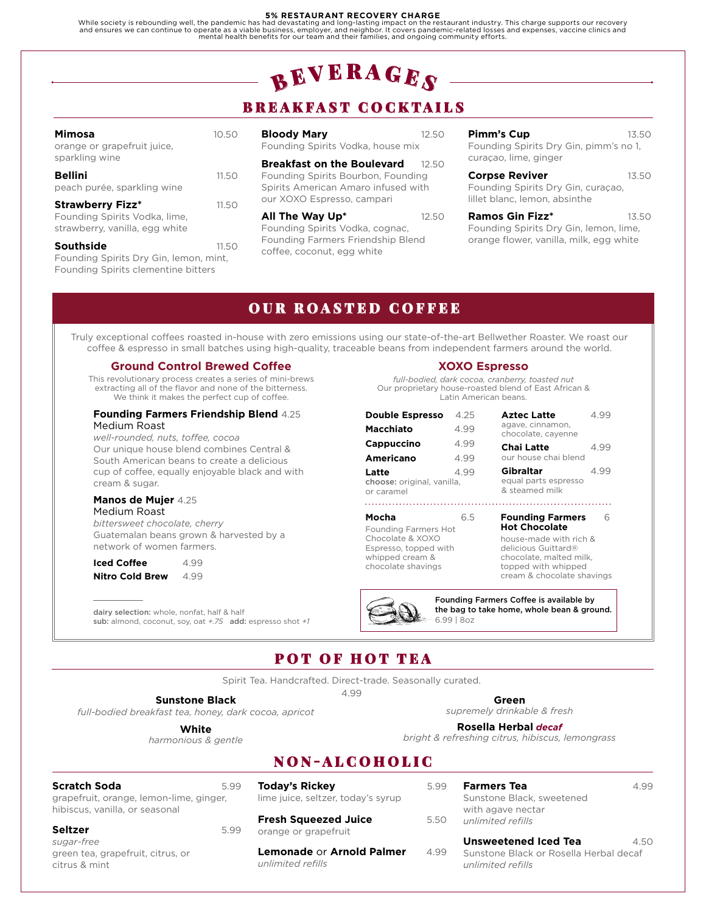**5% RESTAURANT RECOVERY CHARGE**
While society is rebounding well, the pandemic has had devastating and long-lasting impact on the restaurant industry. This charge supports our recovery and ensures we can continue to operate as a viable business, employer, and neighbor. It covers pandemic-related losses and expenses, vaccine clinics and mental health benefits for our team and their families, and ongoing community efforts.

# BEVERAGES

## BREAKFAST COCKTAILS

**Mimosa** 10.50
orange or grapefruit juice, sparkling wine

**Bellini** 11.50
peach purée, sparkling wine

**Strawberry Fizz*** 11.50
Founding Spirits Vodka, lime, strawberry, vanilla, egg white

**Southside** 11.50
Founding Spirits Dry Gin, lemon, mint, Founding Spirits clementine bitters

**Bloody Mary** 12.50
Founding Spirits Vodka, house mix

**Breakfast on the Boulevard** 12.50
Founding Spirits Bourbon, Founding Spirits American Amaro infused with our XOXO Espresso, campari

**All The Way Up*** 12.50
Founding Spirits Vodka, cognac, Founding Farmers Friendship Blend coffee, coconut, egg white

**Pimm's Cup** 13.50
Founding Spirits Dry Gin, pimm's no 1, curaçao, lime, ginger

**Corpse Reviver** 13.50
Founding Spirits Dry Gin, curaçao, lillet blanc, lemon, absinthe

**Ramos Gin Fizz*** 13.50
Founding Spirits Dry Gin, lemon, lime, orange flower, vanilla, milk, egg white

## OUR ROASTED COFFEE

Truly exceptional coffees roasted in-house with zero emissions using our state-of-the-art Bellwether Roaster. We roast our coffee & espresso in small batches using high-quality, traceable beans from independent farmers around the world.

### Ground Control Brewed Coffee

This revolutionary process creates a series of mini-brews extracting all of the flavor and none of the bitterness. We think it makes the perfect cup of coffee.

**Founding Farmers Friendship Blend** 4.25
Medium Roast
*well-rounded, nuts, toffee, cocoa*
Our unique house blend combines Central & South American beans to create a delicious cup of coffee, equally enjoyable black and with cream & sugar.

**Manos de Mujer** 4.25
Medium Roast
*bittersweet chocolate, cherry*
Guatemalan beans grown & harvested by a network of women farmers.

**Iced Coffee** 4.99
**Nitro Cold Brew** 4.99

**dairy selection:** whole, nonfat, half & half
**sub:** almond, coconut, soy, oat *+.75* **add:** espresso shot *+1*

### XOXO Espresso

*full-bodied, dark cocoa, cranberry, toasted nut*
Our proprietary house-roasted blend of East African & Latin American beans.

**Double Espresso** 4.25
**Macchiato** 4.99
**Cappuccino** 4.99
**Americano** 4.99
**Latte** 4.99
**choose:** original, vanilla, or caramel

**Aztec Latte** 4.99
agave, cinnamon, chocolate, cayenne

**Chai Latte** 4.99
our house chai blend

**Gibraltar** 4.99
equal parts espresso & steamed milk

**Mocha** 6.5
Founding Farmers Hot Chocolate & XOXO Espresso, topped with whipped cream & chocolate shavings

**Founding Farmers Hot Chocolate** 6
house-made with rich & delicious Guittard® chocolate, malted milk, topped with whipped cream & chocolate shavings

Founding Farmers Coffee is available by the bag to take home, whole bean & ground.
6.99 | 8oz

## POT OF HOT TEA

Spirit Tea. Handcrafted. Direct-trade. Seasonally curated.
4.99

**Sunstone Black**
*full-bodied breakfast tea, honey, dark cocoa, apricot*

**White**
*harmonious & gentle*

**Green**
*supremely drinkable & fresh*

**Rosella Herbal** ***decaf***
*bright & refreshing citrus, hibiscus, lemongrass*

## NON-ALCOHOLIC

**Scratch Soda** 5.99
grapefruit, orange, lemon-lime, ginger, hibiscus, vanilla, or seasonal

**Seltzer** 5.99
*sugar-free*
green tea, grapefruit, citrus, or citrus & mint

**Today's Rickey** 5.99
lime juice, seltzer, today's syrup

**Fresh Squeezed Juice** 5.50
orange or grapefruit

**Lemonade** or **Arnold Palmer** 4.99
*unlimited refills*

**Farmers Tea** 4.99
Sunstone Black, sweetened with agave nectar
*unlimited refills*

**Unsweetened Iced Tea** 4.50
Sunstone Black or Rosella Herbal decaf
*unlimited refills*